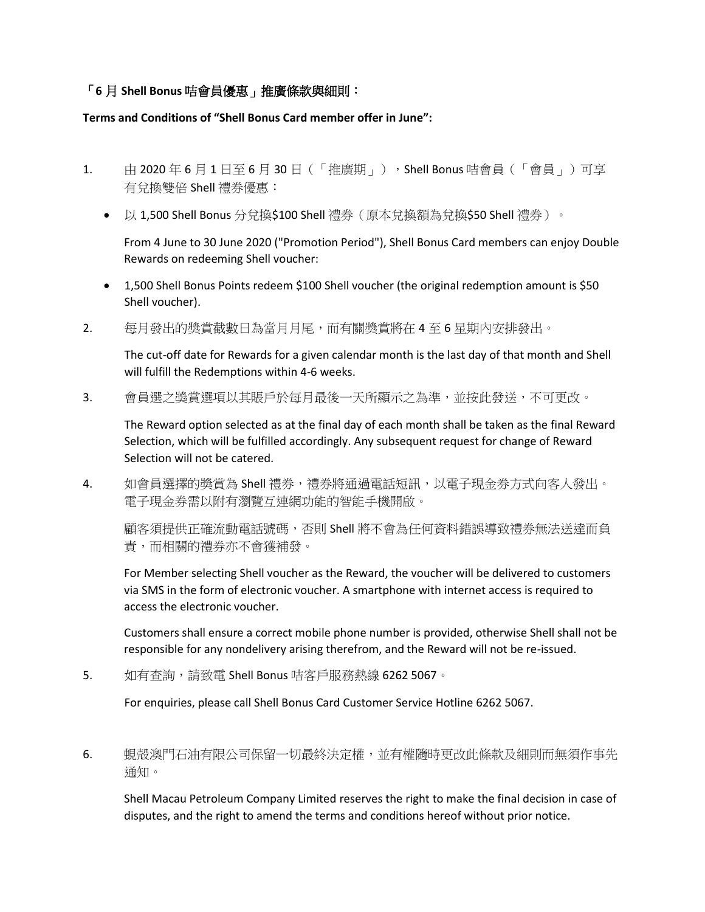### 「6 月 Shell Bonus 咭會員優惠」推廣條款與細則：

**Terms and Conditions of "Shell Bonus Card member offer in June":**

1. 由 2020 年 6 月 1 日至 6 月 30 日（「推廣期」），Shell Bonus 咭會員（「會員」）可享有兌換雙倍 Shell 禮券優惠：

   - 以 1,500 Shell Bonus 分兌換$100 Shell 禮券（原本兌換額為兌換$50 Shell 禮券）。

   From 4 June to 30 June 2020 ("Promotion Period"), Shell Bonus Card members can enjoy Double Rewards on redeeming Shell voucher:

   - 1,500 Shell Bonus Points redeem $100 Shell voucher (the original redemption amount is $50 Shell voucher).

2. 每月發出的獎賞截數日為當月月尾，而有關獎賞將在 4 至 6 星期內安排發出。

   The cut-off date for Rewards for a given calendar month is the last day of that month and Shell will fulfill the Redemptions within 4-6 weeks.

3. 會員選之獎賞選項以其賬戶於每月最後一天所顯示之為準，並按此發送，不可更改。

   The Reward option selected as at the final day of each month shall be taken as the final Reward Selection, which will be fulfilled accordingly. Any subsequent request for change of Reward Selection will not be catered.

4. 如會員選擇的獎賞為 Shell 禮券，禮券將通過電話短訊，以電子現金券方式向客人發出。電子現金券需以附有瀏覽互連網功能的智能手機開啟。

   顧客須提供正確流動電話號碼，否則 Shell 將不會為任何資料錯誤導致禮券無法送達而負責，而相關的禮券亦不會獲補發。

   For Member selecting Shell voucher as the Reward, the voucher will be delivered to customers via SMS in the form of electronic voucher. A smartphone with internet access is required to access the electronic voucher.

   Customers shall ensure a correct mobile phone number is provided, otherwise Shell shall not be responsible for any nondelivery arising therefrom, and the Reward will not be re-issued.

5. 如有查詢，請致電 Shell Bonus 咭客戶服務熱線 6262 5067。

   For enquiries, please call Shell Bonus Card Customer Service Hotline 6262 5067.

6. 蜆殼澳門石油有限公司保留一切最終決定權，並有權隨時更改此條款及細則而無須作事先通知。

   Shell Macau Petroleum Company Limited reserves the right to make the final decision in case of disputes, and the right to amend the terms and conditions hereof without prior notice.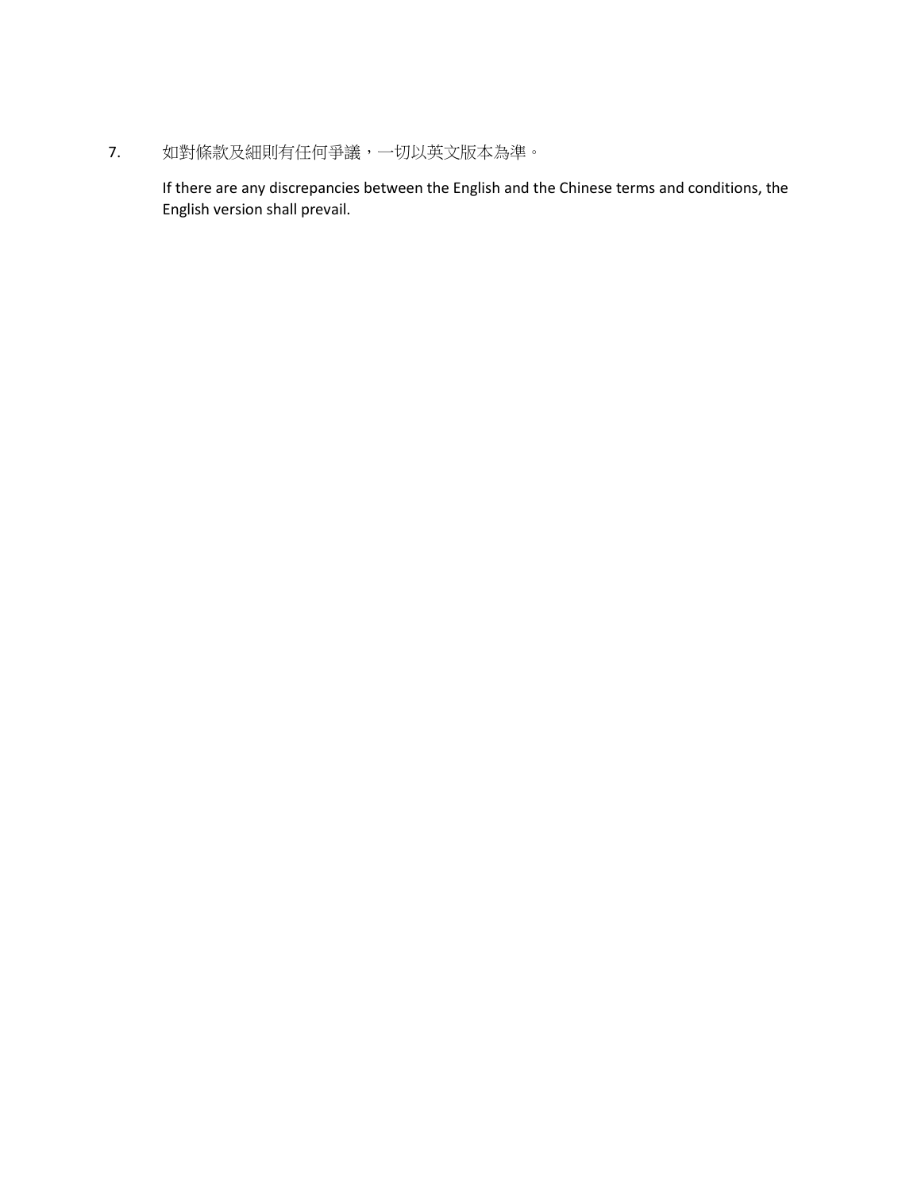7. 如對條款及細則有任何爭議，一切以英文版本為準。

   If there are any discrepancies between the English and the Chinese terms and conditions, the English version shall prevail.